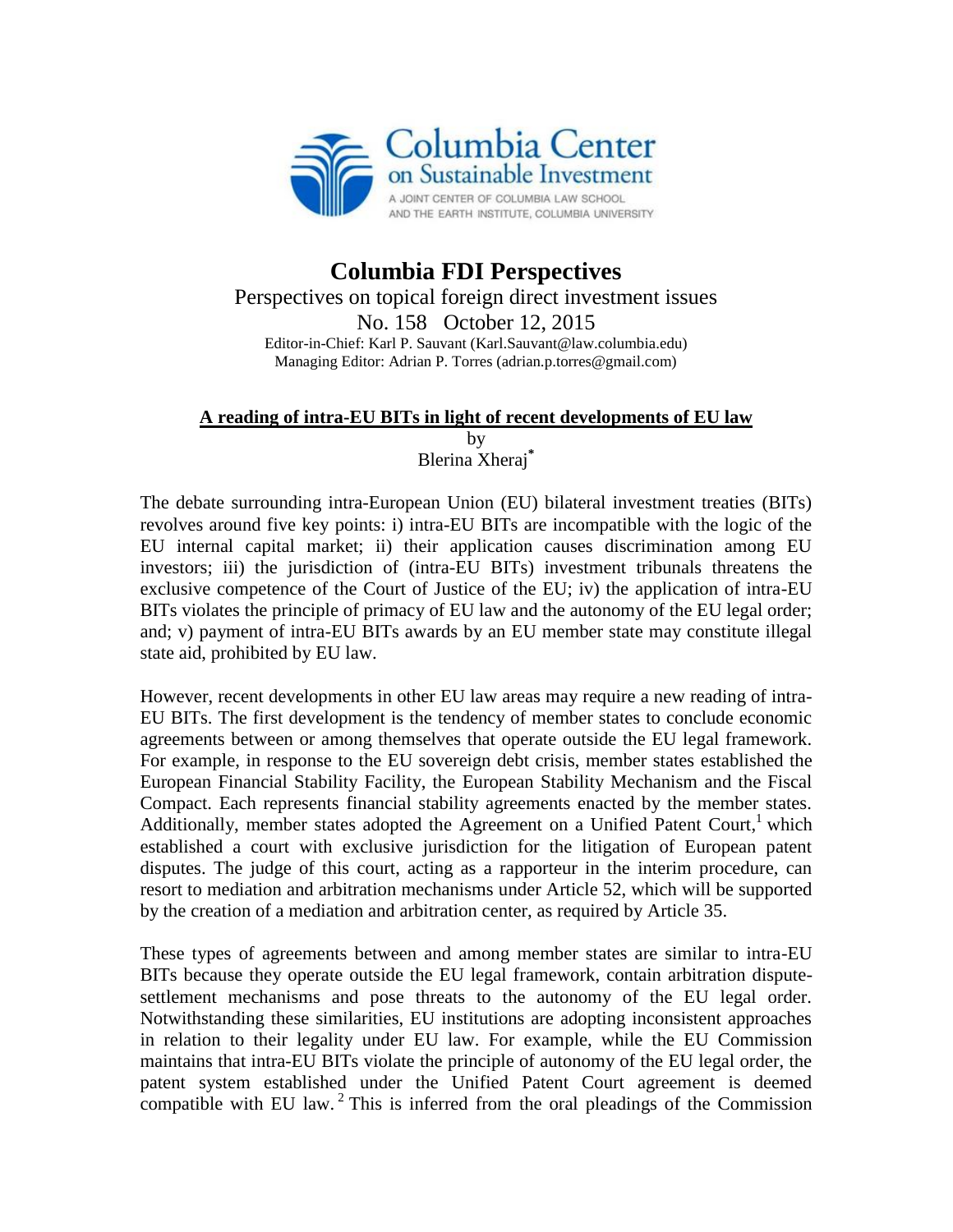Columbia Center on Sustainable Investment

A JOINT CENTER OF COLUMBIA LAW SCHOOL AND THE EARTH INSTITUTE, COLUMBIA UNIVERSITY

# Columbia FDI Perspectives

Perspectives on topical foreign direct investment issues

No. 158 October 12, 2015

Editor-in-Chief: Karl P. Sauvant (Karl.Sauvant@law.columbia.edu)
Managing Editor: Adrian P. Torres (adrian.p.torres@gmail.com)

## A reading of intra-EU BITs in light of recent developments of EU law

by
Blerina Xheraj*

The debate surrounding intra-European Union (EU) bilateral investment treaties (BITs) revolves around five key points: i) intra-EU BITs are incompatible with the logic of the EU internal capital market; ii) their application causes discrimination among EU investors; iii) the jurisdiction of (intra-EU BITs) investment tribunals threatens the exclusive competence of the Court of Justice of the EU; iv) the application of intra-EU BITs violates the principle of primacy of EU law and the autonomy of the EU legal order; and; v) payment of intra-EU BITs awards by an EU member state may constitute illegal state aid, prohibited by EU law.

However, recent developments in other EU law areas may require a new reading of intra-EU BITs. The first development is the tendency of member states to conclude economic agreements between or among themselves that operate outside the EU legal framework. For example, in response to the EU sovereign debt crisis, member states established the European Financial Stability Facility, the European Stability Mechanism and the Fiscal Compact. Each represents financial stability agreements enacted by the member states. Additionally, member states adopted the Agreement on a Unified Patent Court,[1] which established a court with exclusive jurisdiction for the litigation of European patent disputes. The judge of this court, acting as a rapporteur in the interim procedure, can resort to mediation and arbitration mechanisms under Article 52, which will be supported by the creation of a mediation and arbitration center, as required by Article 35.

These types of agreements between and among member states are similar to intra-EU BITs because they operate outside the EU legal framework, contain arbitration dispute-settlement mechanisms and pose threats to the autonomy of the EU legal order. Notwithstanding these similarities, EU institutions are adopting inconsistent approaches in relation to their legality under EU law. For example, while the EU Commission maintains that intra-EU BITs violate the principle of autonomy of the EU legal order, the patent system established under the Unified Patent Court agreement is deemed compatible with EU law.[2] This is inferred from the oral pleadings of the Commission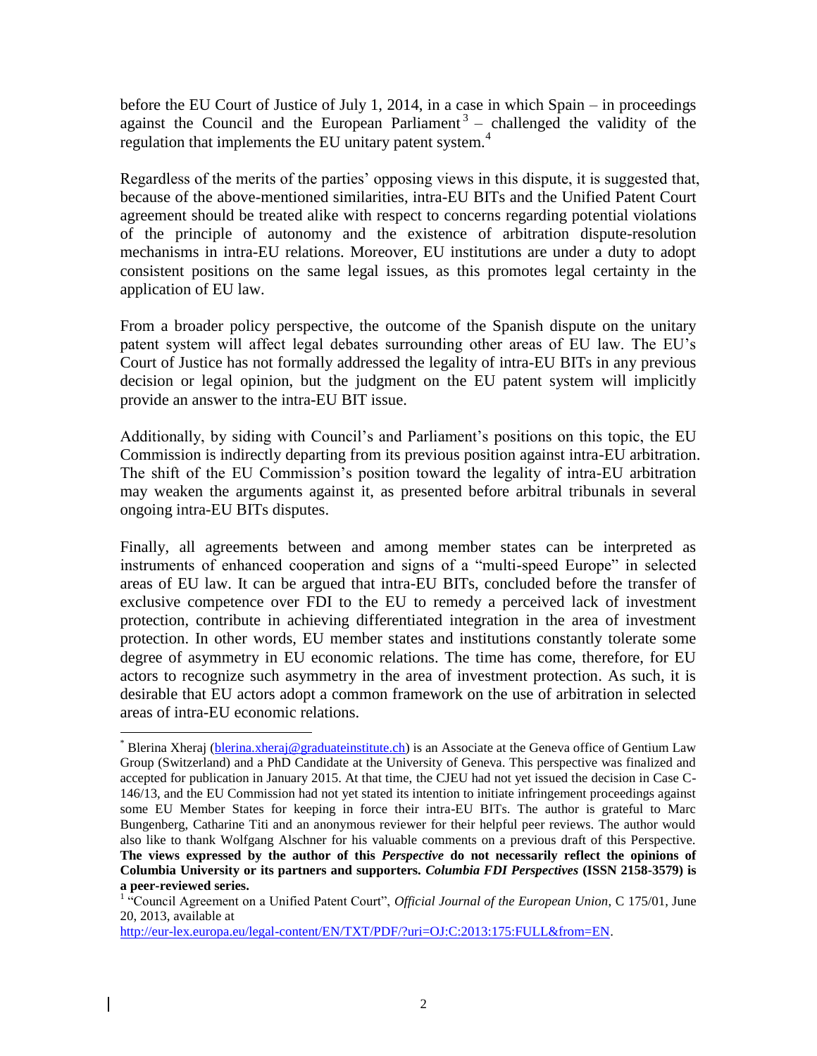before the EU Court of Justice of July 1, 2014, in a case in which Spain – in proceedings against the Council and the European Parliament[3] – challenged the validity of the regulation that implements the EU unitary patent system.[4]

Regardless of the merits of the parties' opposing views in this dispute, it is suggested that, because of the above-mentioned similarities, intra-EU BITs and the Unified Patent Court agreement should be treated alike with respect to concerns regarding potential violations of the principle of autonomy and the existence of arbitration dispute-resolution mechanisms in intra-EU relations. Moreover, EU institutions are under a duty to adopt consistent positions on the same legal issues, as this promotes legal certainty in the application of EU law.

From a broader policy perspective, the outcome of the Spanish dispute on the unitary patent system will affect legal debates surrounding other areas of EU law. The EU's Court of Justice has not formally addressed the legality of intra-EU BITs in any previous decision or legal opinion, but the judgment on the EU patent system will implicitly provide an answer to the intra-EU BIT issue.

Additionally, by siding with Council's and Parliament's positions on this topic, the EU Commission is indirectly departing from its previous position against intra-EU arbitration. The shift of the EU Commission's position toward the legality of intra-EU arbitration may weaken the arguments against it, as presented before arbitral tribunals in several ongoing intra-EU BITs disputes.

Finally, all agreements between and among member states can be interpreted as instruments of enhanced cooperation and signs of a "multi-speed Europe" in selected areas of EU law. It can be argued that intra-EU BITs, concluded before the transfer of exclusive competence over FDI to the EU to remedy a perceived lack of investment protection, contribute in achieving differentiated integration in the area of investment protection. In other words, EU member states and institutions constantly tolerate some degree of asymmetry in EU economic relations. The time has come, therefore, for EU actors to recognize such asymmetry in the area of investment protection. As such, it is desirable that EU actors adopt a common framework on the use of arbitration in selected areas of intra-EU economic relations.

---

[*] Blerina Xheraj (blerina.xheraj@graduateinstitute.ch) is an Associate at the Geneva office of Gentium Law Group (Switzerland) and a PhD Candidate at the University of Geneva. This perspective was finalized and accepted for publication in January 2015. At that time, the CJEU had not yet issued the decision in Case C-146/13, and the EU Commission had not yet stated its intention to initiate infringement proceedings against some EU Member States for keeping in force their intra-EU BITs. The author is grateful to Marc Bungenberg, Catharine Titi and an anonymous reviewer for their helpful peer reviews. The author would also like to thank Wolfgang Alschner for his valuable comments on a previous draft of this Perspective. **The views expressed by the author of this *Perspective* do not necessarily reflect the opinions of Columbia University or its partners and supporters. *Columbia FDI Perspectives* (ISSN 2158-3579) is a peer-reviewed series.**

[1] "Council Agreement on a Unified Patent Court", *Official Journal of the European Union*, C 175/01, June 20, 2013, available at http://eur-lex.europa.eu/legal-content/EN/TXT/PDF/?uri=OJ:C:2013:175:FULL&from=EN.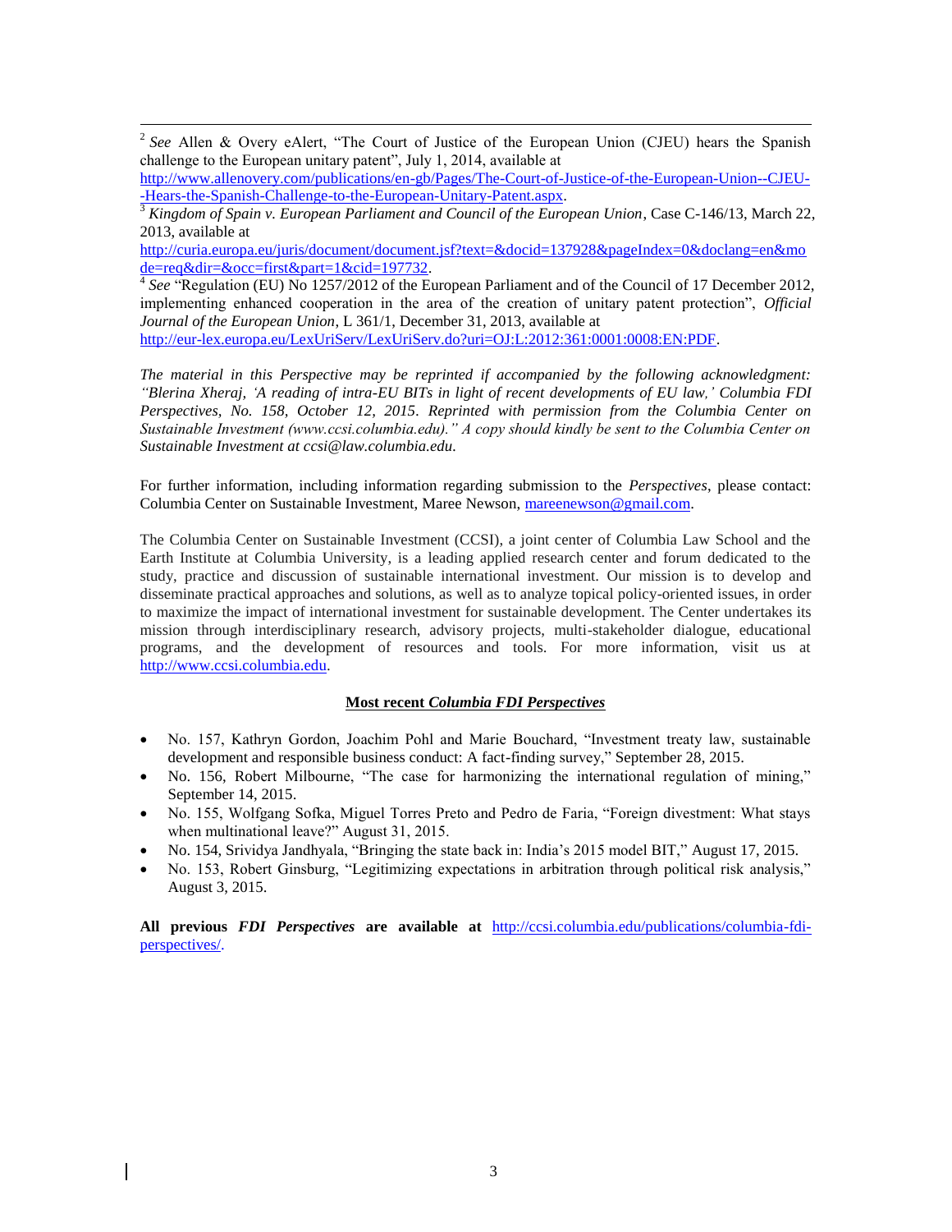[2] *See* Allen & Overy eAlert, "The Court of Justice of the European Union (CJEU) hears the Spanish challenge to the European unitary patent", July 1, 2014, available at http://www.allenovery.com/publications/en-gb/Pages/The-Court-of-Justice-of-the-European-Union--CJEU--Hears-the-Spanish-Challenge-to-the-European-Unitary-Patent.aspx.

[3] *Kingdom of Spain v. European Parliament and Council of the European Union*, Case C-146/13, March 22, 2013, available at http://curia.europa.eu/juris/document/document.jsf?text=&docid=137928&pageIndex=0&doclang=en&mode=req&dir=&occ=first&part=1&cid=197732.

[4] *See* "Regulation (EU) No 1257/2012 of the European Parliament and of the Council of 17 December 2012, implementing enhanced cooperation in the area of the creation of unitary patent protection", *Official Journal of the European Union*, L 361/1, December 31, 2013, available at http://eur-lex.europa.eu/LexUriServ/LexUriServ.do?uri=OJ:L:2012:361:0001:0008:EN:PDF.

*The material in this Perspective may be reprinted if accompanied by the following acknowledgment: "Blerina Xheraj, 'A reading of intra-EU BITs in light of recent developments of EU law,' Columbia FDI Perspectives, No. 158, October 12, 2015. Reprinted with permission from the Columbia Center on Sustainable Investment (www.ccsi.columbia.edu)." A copy should kindly be sent to the Columbia Center on Sustainable Investment at ccsi@law.columbia.edu.*

For further information, including information regarding submission to the *Perspectives*, please contact: Columbia Center on Sustainable Investment, Maree Newson, mareenewson@gmail.com.

The Columbia Center on Sustainable Investment (CCSI), a joint center of Columbia Law School and the Earth Institute at Columbia University, is a leading applied research center and forum dedicated to the study, practice and discussion of sustainable international investment. Our mission is to develop and disseminate practical approaches and solutions, as well as to analyze topical policy-oriented issues, in order to maximize the impact of international investment for sustainable development. The Center undertakes its mission through interdisciplinary research, advisory projects, multi-stakeholder dialogue, educational programs, and the development of resources and tools. For more information, visit us at http://www.ccsi.columbia.edu.

**Most recent *Columbia FDI Perspectives***

- No. 157, Kathryn Gordon, Joachim Pohl and Marie Bouchard, "Investment treaty law, sustainable development and responsible business conduct: A fact-finding survey," September 28, 2015.
- No. 156, Robert Milbourne, "The case for harmonizing the international regulation of mining," September 14, 2015.
- No. 155, Wolfgang Sofka, Miguel Torres Preto and Pedro de Faria, "Foreign divestment: What stays when multinational leave?" August 31, 2015.
- No. 154, Srividya Jandhyala, "Bringing the state back in: India's 2015 model BIT," August 17, 2015.
- No. 153, Robert Ginsburg, "Legitimizing expectations in arbitration through political risk analysis," August 3, 2015.

**All previous *FDI Perspectives* are available at** http://ccsi.columbia.edu/publications/columbia-fdi-perspectives/.